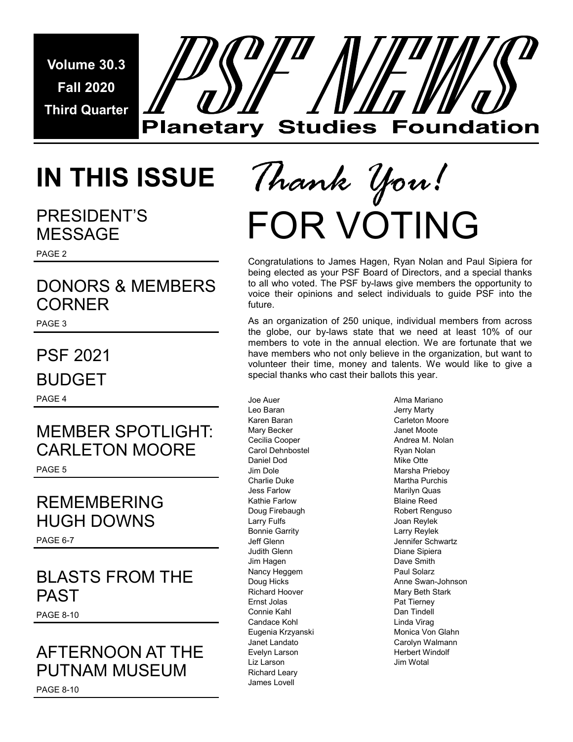Volume 30.3

Fall 2020

Third Quarter

# PSF NEWS

## Planetary Studies Foundation

## IN THIS ISSUE

### PRESIDENT'S MESSAGE
PAGE 2

### DONORS & MEMBERS CORNER
PAGE 3

### PSF 2021 BUDGET
PAGE 4

### MEMBER SPOTLIGHT: CARLETON MOORE
PAGE 5

### REMEMBERING HUGH DOWNS
PAGE 6-7

### BLASTS FROM THE PAST
PAGE 8-10

### AFTERNOON AT THE PUTNAM MUSEUM
PAGE 8-10

# *Thank You!* FOR VOTING

Congratulations to James Hagen, Ryan Nolan and Paul Sipiera for being elected as your PSF Board of Directors, and a special thanks to all who voted. The PSF by-laws give members the opportunity to voice their opinions and select individuals to guide PSF into the future.

As an organization of 250 unique, individual members from across the globe, our by-laws state that we need at least 10% of our members to vote in the annual election. We are fortunate that we have members who not only believe in the organization, but want to volunteer their time, money and talents. We would like to give a special thanks who cast their ballots this year.

Joe Auer
Leo Baran
Karen Baran
Mary Becker
Cecilia Cooper
Carol Dehnbostel
Daniel Dod
Jim Dole
Charlie Duke
Jess Farlow
Kathie Farlow
Doug Firebaugh
Larry Fulfs
Bonnie Garrity
Jeff Glenn
Judith Glenn
Jim Hagen
Nancy Heggem
Doug Hicks
Richard Hoover
Ernst Jolas
Connie Kahl
Candace Kohl
Eugenia Krzyanski
Janet Landato
Evelyn Larson
Liz Larson
Richard Leary
James Lovell
Alma Mariano
Jerry Marty
Carleton Moore
Janet Moote
Andrea M. Nolan
Ryan Nolan
Mike Otte
Marsha Prieboy
Martha Purchis
Marilyn Quas
Blaine Reed
Robert Renguso
Joan Reylek
Larry Reylek
Jennifer Schwartz
Diane Sipiera
Dave Smith
Paul Solarz
Anne Swan-Johnson
Mary Beth Stark
Pat Tierney
Dan Tindell
Linda Virag
Monica Von Glahn
Carolyn Walmann
Herbert Windolf
Jim Wotal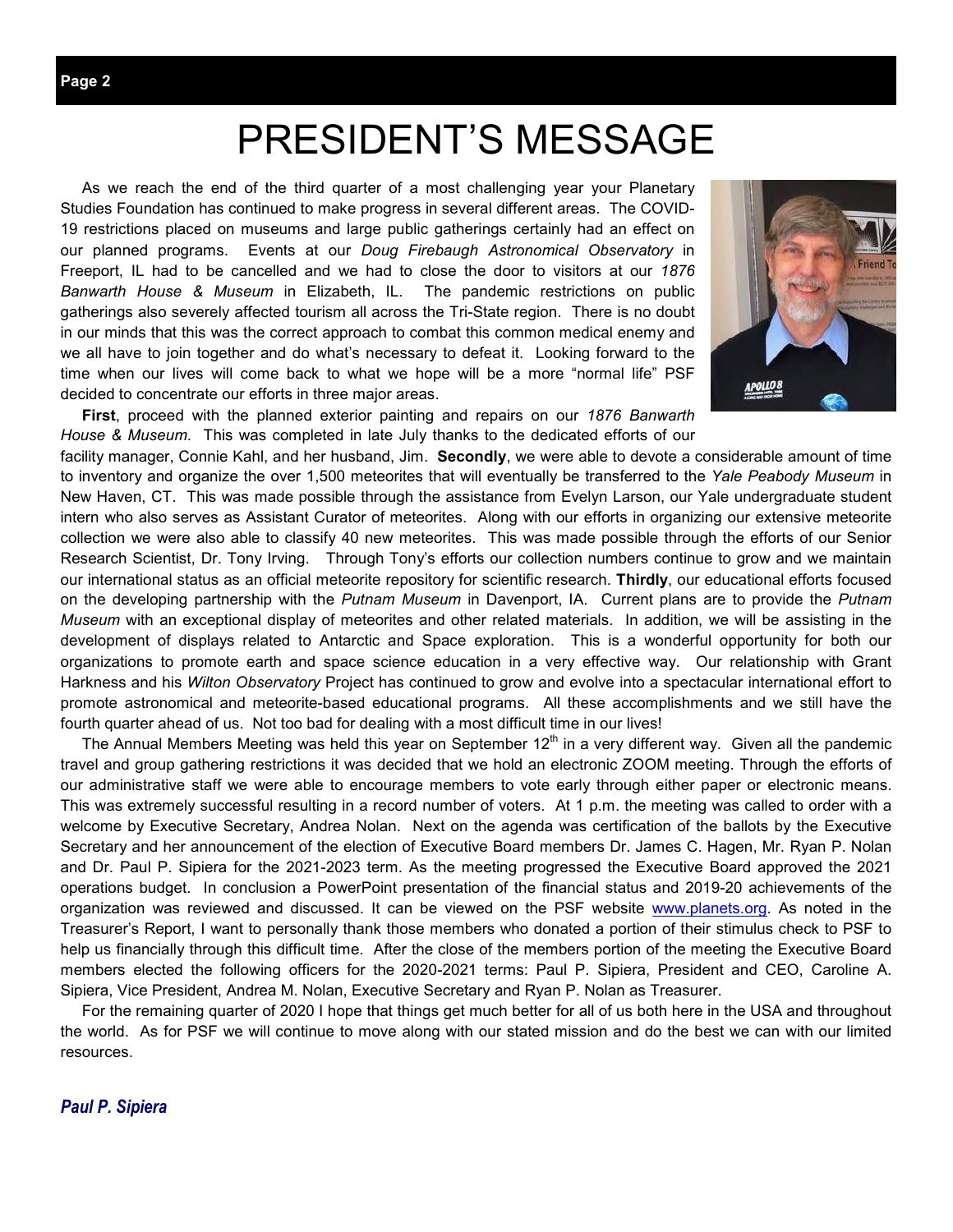# PRESIDENT'S MESSAGE

As we reach the end of the third quarter of a most challenging year your Planetary Studies Foundation has continued to make progress in several different areas. The COVID-19 restrictions placed on museums and large public gatherings certainly had an effect on our planned programs. Events at our *Doug Firebaugh Astronomical Observatory* in Freeport, IL had to be cancelled and we had to close the door to visitors at our *1876 Banwarth House & Museum* in Elizabeth, IL. The pandemic restrictions on public gatherings also severely affected tourism all across the Tri-State region. There is no doubt in our minds that this was the correct approach to combat this common medical enemy and we all have to join together and do what's necessary to defeat it. Looking forward to the time when our lives will come back to what we hope will be a more "normal life" PSF decided to concentrate our efforts in three major areas.

**First**, proceed with the planned exterior painting and repairs on our *1876 Banwarth House & Museum*. This was completed in late July thanks to the dedicated efforts of our facility manager, Connie Kahl, and her husband, Jim. **Secondly**, we were able to devote a considerable amount of time to inventory and organize the over 1,500 meteorites that will eventually be transferred to the *Yale Peabody Museum* in New Haven, CT. This was made possible through the assistance from Evelyn Larson, our Yale undergraduate student intern who also serves as Assistant Curator of meteorites. Along with our efforts in organizing our extensive meteorite collection we were also able to classify 40 new meteorites. This was made possible through the efforts of our Senior Research Scientist, Dr. Tony Irving. Through Tony's efforts our collection numbers continue to grow and we maintain our international status as an official meteorite repository for scientific research. **Thirdly**, our educational efforts focused on the developing partnership with the *Putnam Museum* in Davenport, IA. Current plans are to provide the *Putnam Museum* with an exceptional display of meteorites and other related materials. In addition, we will be assisting in the development of displays related to Antarctic and Space exploration. This is a wonderful opportunity for both our organizations to promote earth and space science education in a very effective way. Our relationship with Grant Harkness and his *Wilton Observatory* Project has continued to grow and evolve into a spectacular international effort to promote astronomical and meteorite-based educational programs. All these accomplishments and we still have the fourth quarter ahead of us. Not too bad for dealing with a most difficult time in our lives!

The Annual Members Meeting was held this year on September 12th in a very different way. Given all the pandemic travel and group gathering restrictions it was decided that we hold an electronic ZOOM meeting. Through the efforts of our administrative staff we were able to encourage members to vote early through either paper or electronic means. This was extremely successful resulting in a record number of voters. At 1 p.m. the meeting was called to order with a welcome by Executive Secretary, Andrea Nolan. Next on the agenda was certification of the ballots by the Executive Secretary and her announcement of the election of Executive Board members Dr. James C. Hagen, Mr. Ryan P. Nolan and Dr. Paul P. Sipiera for the 2021-2023 term. As the meeting progressed the Executive Board approved the 2021 operations budget. In conclusion a PowerPoint presentation of the financial status and 2019-20 achievements of the organization was reviewed and discussed. It can be viewed on the PSF website www.planets.org. As noted in the Treasurer's Report, I want to personally thank those members who donated a portion of their stimulus check to PSF to help us financially through this difficult time. After the close of the members portion of the meeting the Executive Board members elected the following officers for the 2020-2021 terms: Paul P. Sipiera, President and CEO, Caroline A. Sipiera, Vice President, Andrea M. Nolan, Executive Secretary and Ryan P. Nolan as Treasurer.

For the remaining quarter of 2020 I hope that things get much better for all of us both here in the USA and throughout the world. As for PSF we will continue to move along with our stated mission and do the best we can with our limited resources.

***Paul P. Sipiera***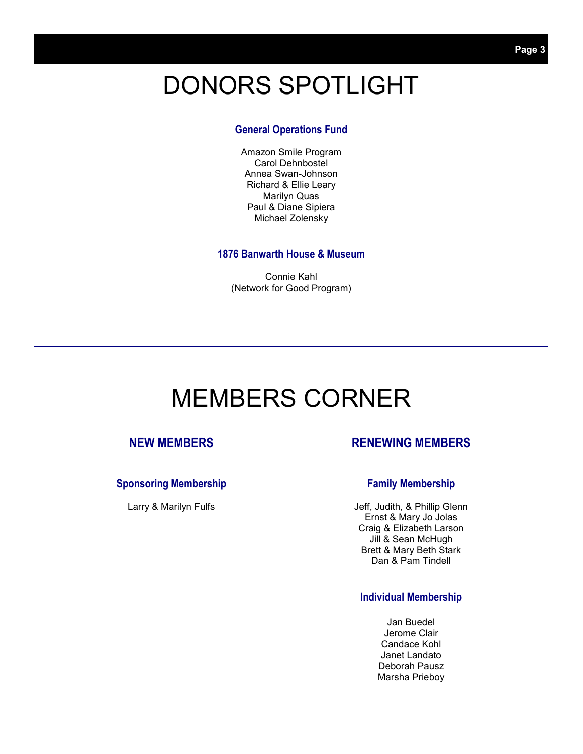# DONORS SPOTLIGHT

### General Operations Fund

Amazon Smile Program
Carol Dehnbostel
Annea Swan-Johnson
Richard & Ellie Leary
Marilyn Quas
Paul & Diane Sipiera
Michael Zolensky

### 1876 Banwarth House & Museum

Connie Kahl
(Network for Good Program)

---

# MEMBERS CORNER

## NEW MEMBERS

### Sponsoring Membership

Larry & Marilyn Fulfs

## RENEWING MEMBERS

### Family Membership

Jeff, Judith, & Phillip Glenn
Ernst & Mary Jo Jolas
Craig & Elizabeth Larson
Jill & Sean McHugh
Brett & Mary Beth Stark
Dan & Pam Tindell

### Individual Membership

Jan Buedel
Jerome Clair
Candace Kohl
Janet Landato
Deborah Pausz
Marsha Prieboy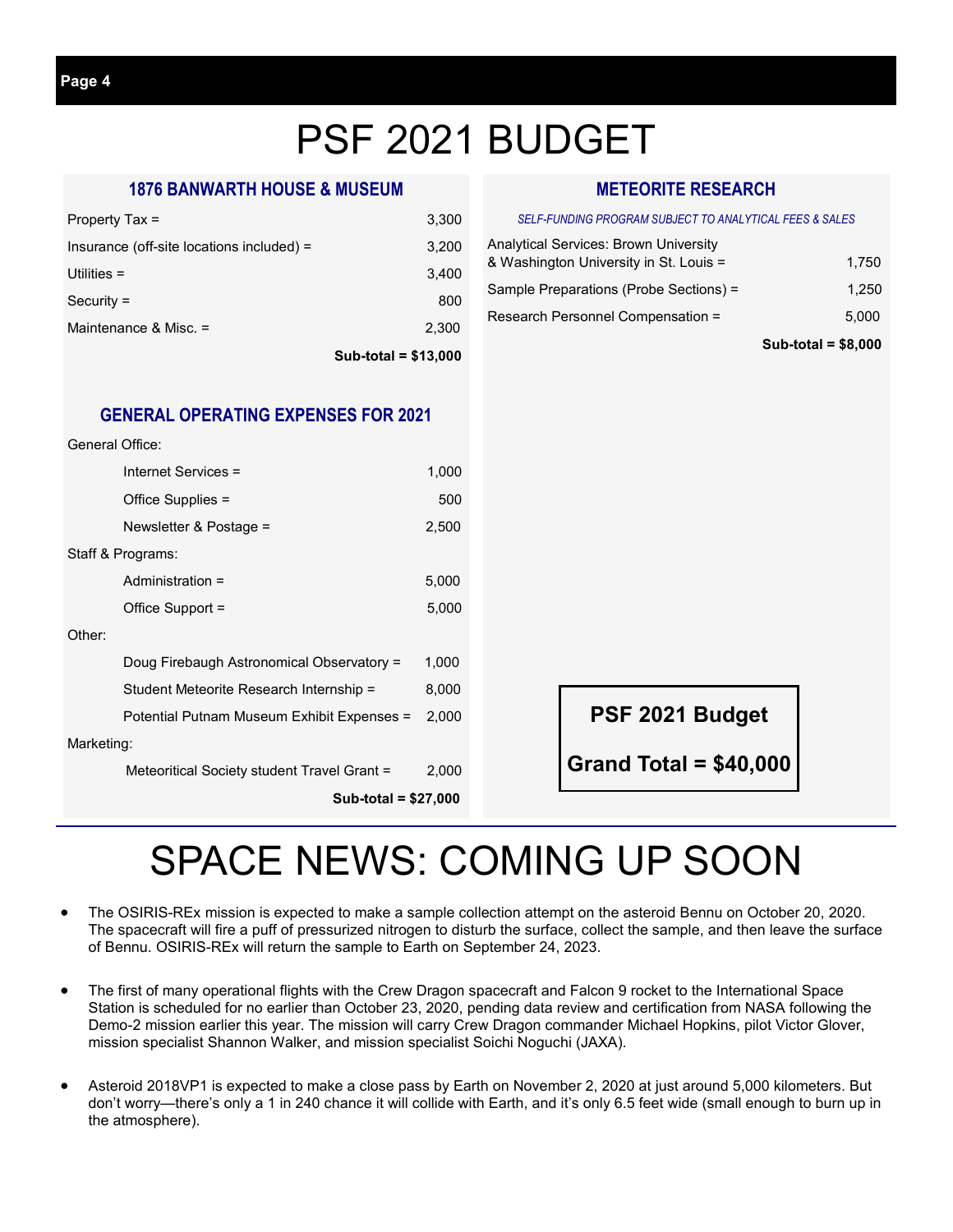# PSF 2021 BUDGET

## 1876 BANWARTH HOUSE & MUSEUM

| Item | Amount |
|---|---|
| Property Tax = | 3,300 |
| Insurance (off-site locations included) = | 3,200 |
| Utilities = | 3,400 |
| Security = | 800 |
| Maintenance & Misc. = | 2,300 |
| **Sub-total = $13,000** | |

## GENERAL OPERATING EXPENSES FOR 2021

| Item | Amount |
|---|---|
| General Office: | |
| Internet Services = | 1,000 |
| Office Supplies = | 500 |
| Newsletter & Postage = | 2,500 |
| Staff & Programs: | |
| Administration = | 5,000 |
| Office Support = | 5,000 |
| Other: | |
| Doug Firebaugh Astronomical Observatory = | 1,000 |
| Student Meteorite Research Internship = | 8,000 |
| Potential Putnam Museum Exhibit Expenses = | 2,000 |
| Marketing: | |
| Meteoritical Society student Travel Grant = | 2,000 |
| **Sub-total = $27,000** | |

## METEORITE RESEARCH

*SELF-FUNDING PROGRAM SUBJECT TO ANALYTICAL FEES & SALES*

| Item | Amount |
|---|---|
| Analytical Services: Brown University & Washington University in St. Louis = | 1,750 |
| Sample Preparations (Probe Sections) = | 1,250 |
| Research Personnel Compensation = | 5,000 |
| **Sub-total = $8,000** | |

**PSF 2021 Budget**

**Grand Total = $40,000**

# SPACE NEWS: COMING UP SOON

- The OSIRIS-REx mission is expected to make a sample collection attempt on the asteroid Bennu on October 20, 2020. The spacecraft will fire a puff of pressurized nitrogen to disturb the surface, collect the sample, and then leave the surface of Bennu. OSIRIS-REx will return the sample to Earth on September 24, 2023.

- The first of many operational flights with the Crew Dragon spacecraft and Falcon 9 rocket to the International Space Station is scheduled for no earlier than October 23, 2020, pending data review and certification from NASA following the Demo-2 mission earlier this year. The mission will carry Crew Dragon commander Michael Hopkins, pilot Victor Glover, mission specialist Shannon Walker, and mission specialist Soichi Noguchi (JAXA).

- Asteroid 2018VP1 is expected to make a close pass by Earth on November 2, 2020 at just around 5,000 kilometers. But don't worry—there's only a 1 in 240 chance it will collide with Earth, and it's only 6.5 feet wide (small enough to burn up in the atmosphere).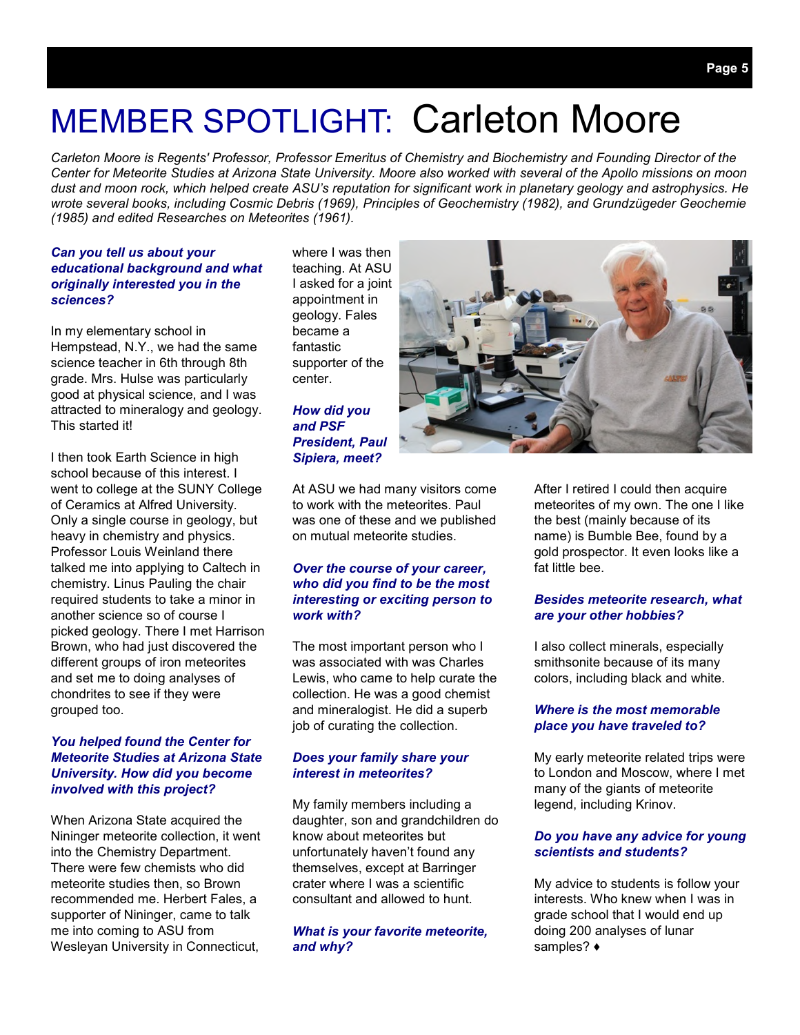# MEMBER SPOTLIGHT: Carleton Moore

*Carleton Moore is Regents' Professor, Professor Emeritus of Chemistry and Biochemistry and Founding Director of the Center for Meteorite Studies at Arizona State University. Moore also worked with several of the Apollo missions on moon dust and moon rock, which helped create ASU's reputation for significant work in planetary geology and astrophysics. He wrote several books, including Cosmic Debris (1969), Principles of Geochemistry (1982), and Grundzügeder Geochemie (1985) and edited Researches on Meteorites (1961).*

***Can you tell us about your educational background and what originally interested you in the sciences?***

In my elementary school in Hempstead, N.Y., we had the same science teacher in 6th through 8th grade. Mrs. Hulse was particularly good at physical science, and I was attracted to mineralogy and geology. This started it!

I then took Earth Science in high school because of this interest. I went to college at the SUNY College of Ceramics at Alfred University. Only a single course in geology, but heavy in chemistry and physics. Professor Louis Weinland there talked me into applying to Caltech in chemistry. Linus Pauling the chair required students to take a minor in another science so of course I picked geology. There I met Harrison Brown, who had just discovered the different groups of iron meteorites and set me to doing analyses of chondrites to see if they were grouped too.

***You helped found the Center for Meteorite Studies at Arizona State University. How did you become involved with this project?***

When Arizona State acquired the Nininger meteorite collection, it went into the Chemistry Department. There were few chemists who did meteorite studies then, so Brown recommended me. Herbert Fales, a supporter of Nininger, came to talk me into coming to ASU from Wesleyan University in Connecticut, where I was then teaching. At ASU I asked for a joint appointment in geology. Fales became a fantastic supporter of the center.

***How did you and PSF President, Paul Sipiera, meet?***

At ASU we had many visitors come to work with the meteorites. Paul was one of these and we published on mutual meteorite studies.

***Over the course of your career, who did you find to be the most interesting or exciting person to work with?***

The most important person who I was associated with was Charles Lewis, who came to help curate the collection. He was a good chemist and mineralogist. He did a superb job of curating the collection.

***Does your family share your interest in meteorites?***

My family members including a daughter, son and grandchildren do know about meteorites but unfortunately haven't found any themselves, except at Barringer crater where I was a scientific consultant and allowed to hunt.

***What is your favorite meteorite, and why?***

After I retired I could then acquire meteorites of my own. The one I like the best (mainly because of its name) is Bumble Bee, found by a gold prospector. It even looks like a fat little bee.

***Besides meteorite research, what are your other hobbies?***

I also collect minerals, especially smithsonite because of its many colors, including black and white.

***Where is the most memorable place you have traveled to?***

My early meteorite related trips were to London and Moscow, where I met many of the giants of meteorite legend, including Krinov.

***Do you have any advice for young scientists and students?***

My advice to students is follow your interests. Who knew when I was in grade school that I would end up doing 200 analyses of lunar samples? ♦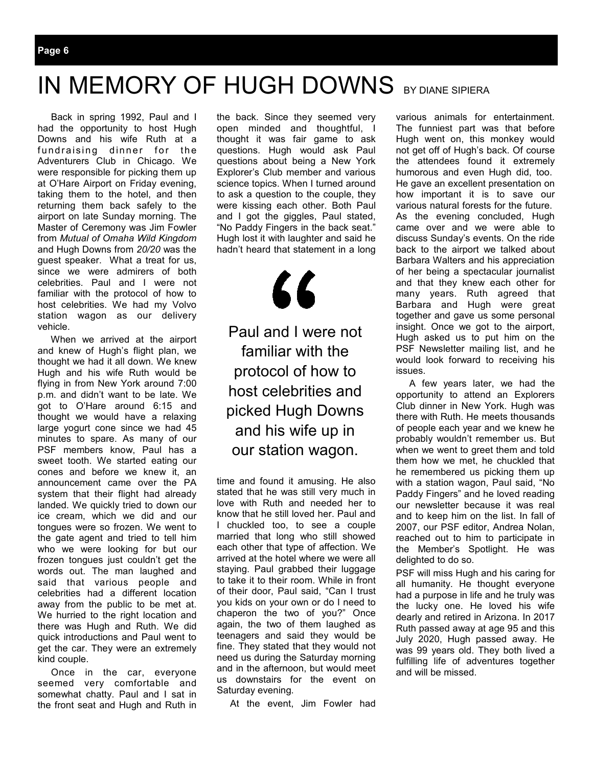# IN MEMORY OF HUGH DOWNS BY DIANE SIPIERA

Back in spring 1992, Paul and I had the opportunity to host Hugh Downs and his wife Ruth at a fundraising dinner for the Adventurers Club in Chicago. We were responsible for picking them up at O'Hare Airport on Friday evening, taking them to the hotel, and then returning them back safely to the airport on late Sunday morning. The Master of Ceremony was Jim Fowler from *Mutual of Omaha Wild Kingdom* and Hugh Downs from *20/20* was the guest speaker. What a treat for us, since we were admirers of both celebrities. Paul and I were not familiar with the protocol of how to host celebrities. We had my Volvo station wagon as our delivery vehicle.

When we arrived at the airport and knew of Hugh's flight plan, we thought we had it all down. We knew Hugh and his wife Ruth would be flying in from New York around 7:00 p.m. and didn't want to be late. We got to O'Hare around 6:15 and thought we would have a relaxing large yogurt cone since we had 45 minutes to spare. As many of our PSF members know, Paul has a sweet tooth. We started eating our cones and before we knew it, an announcement came over the PA system that their flight had already landed. We quickly tried to down our ice cream, which we did and our tongues were so frozen. We went to the gate agent and tried to tell him who we were looking for but our frozen tongues just couldn't get the words out. The man laughed and said that various people and celebrities had a different location away from the public to be met at. We hurried to the right location and there was Hugh and Ruth. We did quick introductions and Paul went to get the car. They were an extremely kind couple.

Once in the car, everyone seemed very comfortable and somewhat chatty. Paul and I sat in the front seat and Hugh and Ruth in the back. Since they seemed very open minded and thoughtful, I thought it was fair game to ask questions. Hugh would ask Paul questions about being a New York Explorer's Club member and various science topics. When I turned around to ask a question to the couple, they were kissing each other. Both Paul and I got the giggles, Paul stated, "No Paddy Fingers in the back seat." Hugh lost it with laughter and said he hadn't heard that statement in a long time and found it amusing. He also stated that he was still very much in love with Ruth and needed her to know that he still loved her. Paul and I chuckled too, to see a couple married that long who still showed each other that type of affection. We arrived at the hotel where we were all staying. Paul grabbed their luggage to take it to their room. While in front of their door, Paul said, "Can I trust you kids on your own or do I need to chaperon the two of you?" Once again, the two of them laughed as teenagers and said they would be fine. They stated that they would not need us during the Saturday morning and in the afternoon, but would meet us downstairs for the event on Saturday evening.

> "Paul and I were not familiar with the protocol of how to host celebrities and picked Hugh Downs and his wife up in our station wagon.

At the event, Jim Fowler had various animals for entertainment. The funniest part was that before Hugh went on, this monkey would not get off of Hugh's back. Of course the attendees found it extremely humorous and even Hugh did, too. He gave an excellent presentation on how important it is to save our various natural forests for the future. As the evening concluded, Hugh came over and we were able to discuss Sunday's events. On the ride back to the airport we talked about Barbara Walters and his appreciation of her being a spectacular journalist and that they knew each other for many years. Ruth agreed that Barbara and Hugh were great together and gave us some personal insight. Once we got to the airport, Hugh asked us to put him on the PSF Newsletter mailing list, and he would look forward to receiving his issues.

A few years later, we had the opportunity to attend an Explorers Club dinner in New York. Hugh was there with Ruth. He meets thousands of people each year and we knew he probably wouldn't remember us. But when we went to greet them and told them how we met, he chuckled that he remembered us picking them up with a station wagon, Paul said, "No Paddy Fingers" and he loved reading our newsletter because it was real and to keep him on the list. In fall of 2007, our PSF editor, Andrea Nolan, reached out to him to participate in the Member's Spotlight. He was delighted to do so.

PSF will miss Hugh and his caring for all humanity. He thought everyone had a purpose in life and he truly was the lucky one. He loved his wife dearly and retired in Arizona. In 2017 Ruth passed away at age 95 and this July 2020, Hugh passed away. He was 99 years old. They both lived a fulfilling life of adventures together and will be missed.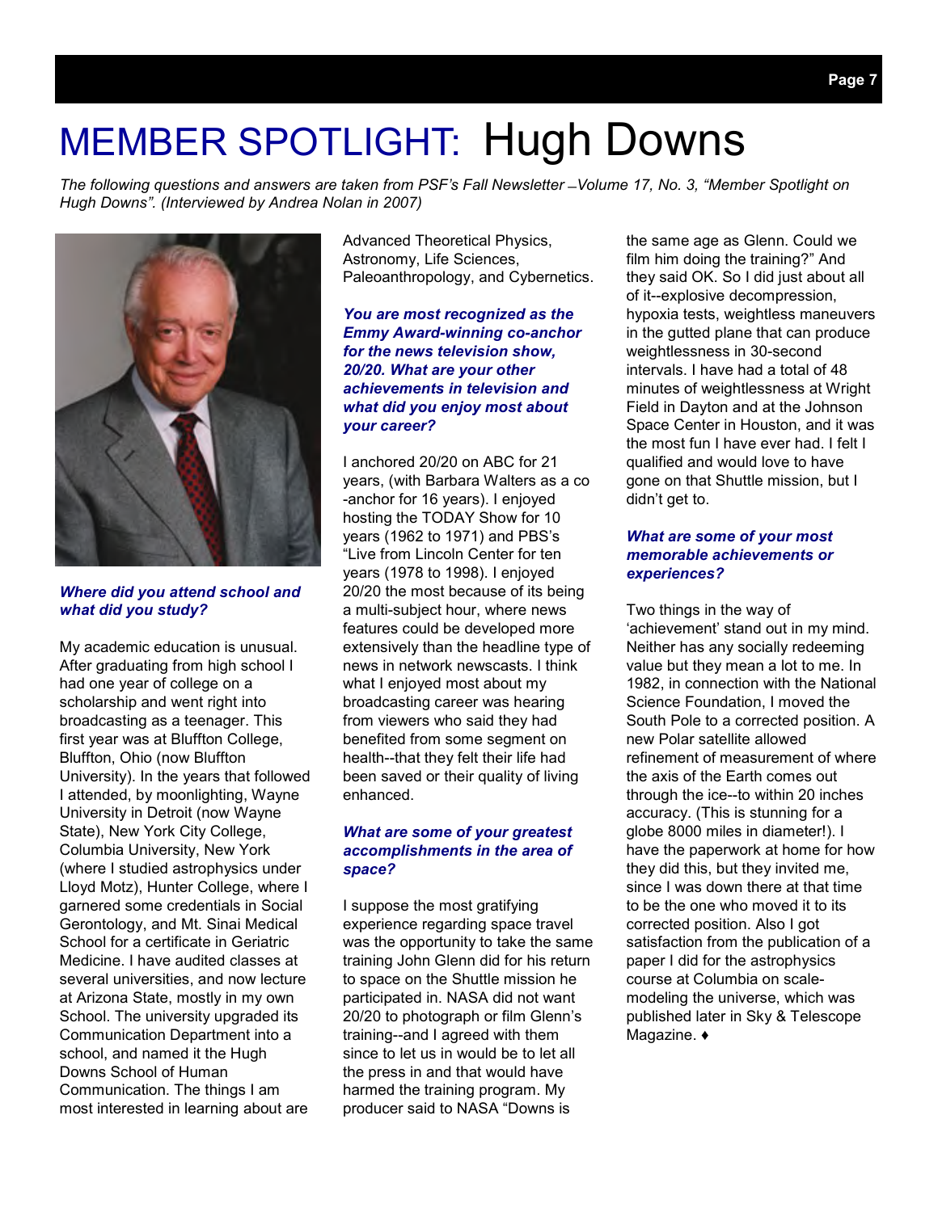# MEMBER SPOTLIGHT: Hugh Downs

*The following questions and answers are taken from PSF's Fall Newsletter –Volume 17, No. 3, "Member Spotlight on Hugh Downs". (Interviewed by Andrea Nolan in 2007)*

***Where did you attend school and what did you study?***

My academic education is unusual. After graduating from high school I had one year of college on a scholarship and went right into broadcasting as a teenager. This first year was at Bluffton College, Bluffton, Ohio (now Bluffton University). In the years that followed I attended, by moonlighting, Wayne University in Detroit (now Wayne State), New York City College, Columbia University, New York (where I studied astrophysics under Lloyd Motz), Hunter College, where I garnered some credentials in Social Gerontology, and Mt. Sinai Medical School for a certificate in Geriatric Medicine. I have audited classes at several universities, and now lecture at Arizona State, mostly in my own School. The university upgraded its Communication Department into a school, and named it the Hugh Downs School of Human Communication. The things I am most interested in learning about are Advanced Theoretical Physics, Astronomy, Life Sciences, Paleoanthropology, and Cybernetics.

***You are most recognized as the Emmy Award-winning co-anchor for the news television show, 20/20. What are your other achievements in television and what did you enjoy most about your career?***

I anchored 20/20 on ABC for 21 years, (with Barbara Walters as a co-anchor for 16 years). I enjoyed hosting the TODAY Show for 10 years (1962 to 1971) and PBS's "Live from Lincoln Center for ten years (1978 to 1998). I enjoyed 20/20 the most because of its being a multi-subject hour, where news features could be developed more extensively than the headline type of news in network newscasts. I think what I enjoyed most about my broadcasting career was hearing from viewers who said they had benefited from some segment on health--that they felt their life had been saved or their quality of living enhanced.

***What are some of your greatest accomplishments in the area of space?***

I suppose the most gratifying experience regarding space travel was the opportunity to take the same training John Glenn did for his return to space on the Shuttle mission he participated in. NASA did not want 20/20 to photograph or film Glenn's training--and I agreed with them since to let us in would be to let all the press in and that would have harmed the training program. My producer said to NASA "Downs is the same age as Glenn. Could we film him doing the training?" And they said OK. So I did just about all of it--explosive decompression, hypoxia tests, weightless maneuvers in the gutted plane that can produce weightlessness in 30-second intervals. I have had a total of 48 minutes of weightlessness at Wright Field in Dayton and at the Johnson Space Center in Houston, and it was the most fun I have ever had. I felt I qualified and would love to have gone on that Shuttle mission, but I didn't get to.

***What are some of your most memorable achievements or experiences?***

Two things in the way of 'achievement' stand out in my mind. Neither has any socially redeeming value but they mean a lot to me. In 1982, in connection with the National Science Foundation, I moved the South Pole to a corrected position. A new Polar satellite allowed refinement of measurement of where the axis of the Earth comes out through the ice--to within 20 inches accuracy. (This is stunning for a globe 8000 miles in diameter!). I have the paperwork at home for how they did this, but they invited me, since I was down there at that time to be the one who moved it to its corrected position. Also I got satisfaction from the publication of a paper I did for the astrophysics course at Columbia on scale-modeling the universe, which was published later in Sky & Telescope Magazine. ♦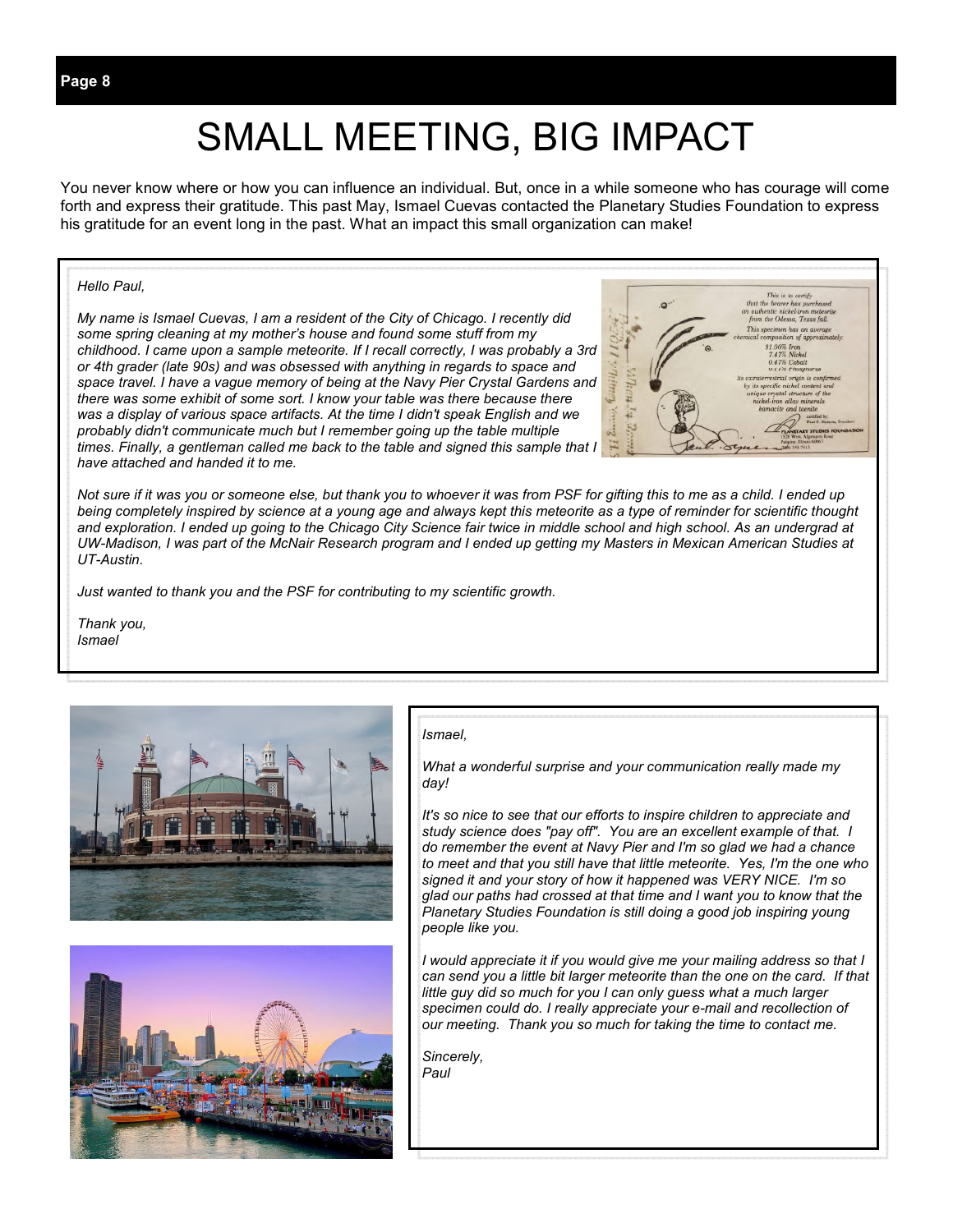# SMALL MEETING, BIG IMPACT

You never know where or how you can influence an individual. But, once in a while someone who has courage will come forth and express their gratitude. This past May, Ismael Cuevas contacted the Planetary Studies Foundation to express his gratitude for an event long in the past. What an impact this small organization can make!

*Hello Paul,*

*My name is Ismael Cuevas, I am a resident of the City of Chicago. I recently did some spring cleaning at my mother's house and found some stuff from my childhood. I came upon a sample meteorite. If I recall correctly, I was probably a 3rd or 4th grader (late 90s) and was obsessed with anything in regards to space and space travel. I have a vague memory of being at the Navy Pier Crystal Gardens and there was some exhibit of some sort. I know your table was there because there was a display of various space artifacts. At the time I didn't speak English and we probably didn't communicate much but I remember going up the table multiple times. Finally, a gentleman called me back to the table and signed this sample that I have attached and handed it to me.*

*Not sure if it was you or someone else, but thank you to whoever it was from PSF for gifting this to me as a child. I ended up being completely inspired by science at a young age and always kept this meteorite as a type of reminder for scientific thought and exploration. I ended up going to the Chicago City Science fair twice in middle school and high school. As an undergrad at UW-Madison, I was part of the McNair Research program and I ended up getting my Masters in Mexican American Studies at UT-Austin.*

*Just wanted to thank you and the PSF for contributing to my scientific growth.*

*Thank you,*
*Ismael*

*Ismael,*

*What a wonderful surprise and your communication really made my day!*

*It's so nice to see that our efforts to inspire children to appreciate and study science does "pay off". You are an excellent example of that. I do remember the event at Navy Pier and I'm so glad we had a chance to meet and that you still have that little meteorite. Yes, I'm the one who signed it and your story of how it happened was VERY NICE. I'm so glad our paths had crossed at that time and I want you to know that the Planetary Studies Foundation is still doing a good job inspiring young people like you.*

*I would appreciate it if you would give me your mailing address so that I can send you a little bit larger meteorite than the one on the card. If that little guy did so much for you I can only guess what a much larger specimen could do. I really appreciate your e-mail and recollection of our meeting. Thank you so much for taking the time to contact me.*

*Sincerely,*
*Paul*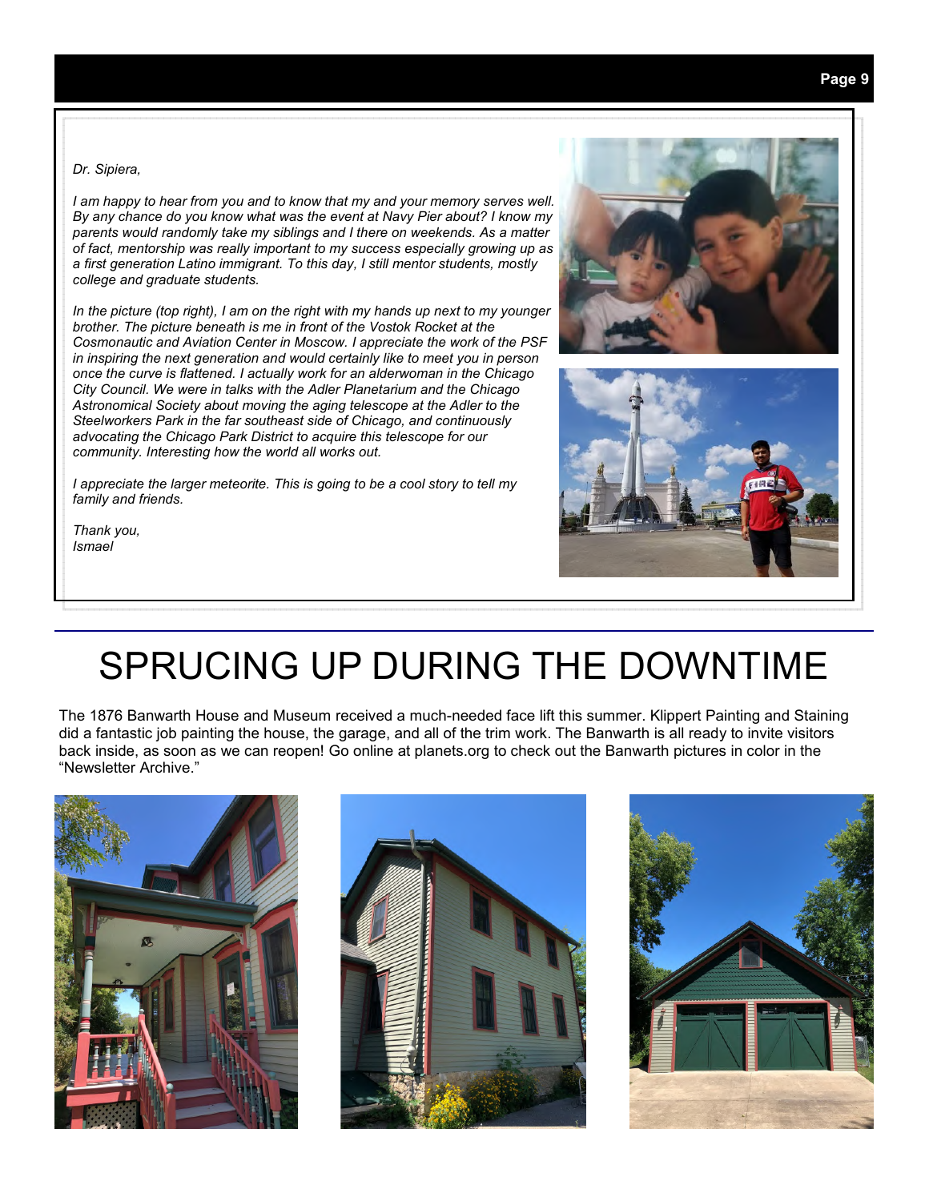*Dr. Sipiera,*

*I am happy to hear from you and to know that my and your memory serves well. By any chance do you know what was the event at Navy Pier about? I know my parents would randomly take my siblings and I there on weekends. As a matter of fact, mentorship was really important to my success especially growing up as a first generation Latino immigrant. To this day, I still mentor students, mostly college and graduate students.*

*In the picture (top right), I am on the right with my hands up next to my younger brother. The picture beneath is me in front of the Vostok Rocket at the Cosmonautic and Aviation Center in Moscow. I appreciate the work of the PSF in inspiring the next generation and would certainly like to meet you in person once the curve is flattened. I actually work for an alderwoman in the Chicago City Council. We were in talks with the Adler Planetarium and the Chicago Astronomical Society about moving the aging telescope at the Adler to the Steelworkers Park in the far southeast side of Chicago, and continuously advocating the Chicago Park District to acquire this telescope for our community. Interesting how the world all works out.*

*I appreciate the larger meteorite. This is going to be a cool story to tell my family and friends.*

*Thank you,*
*Ismael*

# SPRUCING UP DURING THE DOWNTIME

The 1876 Banwarth House and Museum received a much-needed face lift this summer. Klippert Painting and Staining did a fantastic job painting the house, the garage, and all of the trim work. The Banwarth is all ready to invite visitors back inside, as soon as we can reopen! Go online at planets.org to check out the Banwarth pictures in color in the "Newsletter Archive."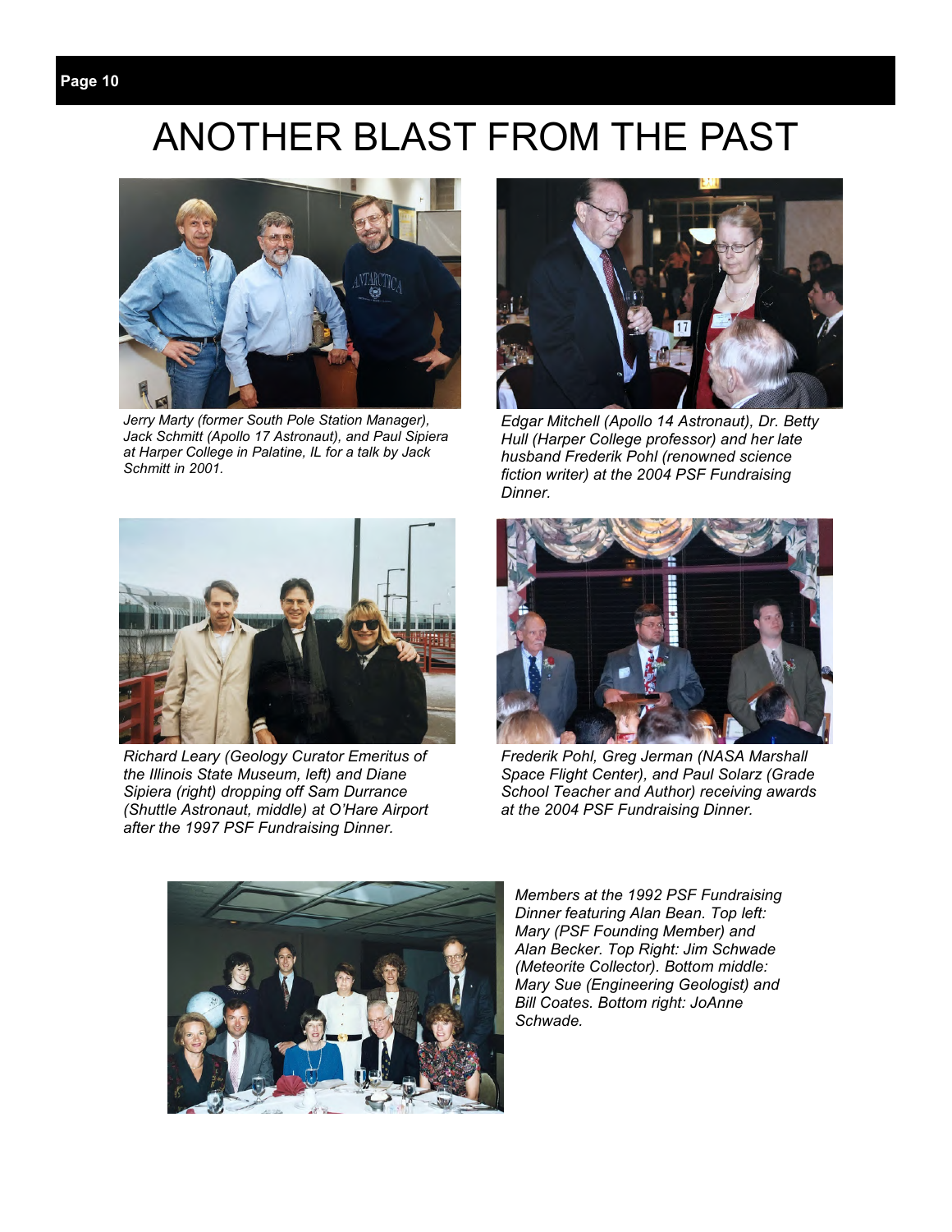# ANOTHER BLAST FROM THE PAST

*Jerry Marty (former South Pole Station Manager), Jack Schmitt (Apollo 17 Astronaut), and Paul Sipiera at Harper College in Palatine, IL for a talk by Jack Schmitt in 2001.*

*Edgar Mitchell (Apollo 14 Astronaut), Dr. Betty Hull (Harper College professor) and her late husband Frederik Pohl (renowned science fiction writer) at the 2004 PSF Fundraising Dinner.*

*Richard Leary (Geology Curator Emeritus of the Illinois State Museum, left) and Diane Sipiera (right) dropping off Sam Durrance (Shuttle Astronaut, middle) at O'Hare Airport after the 1997 PSF Fundraising Dinner.*

*Frederik Pohl, Greg Jerman (NASA Marshall Space Flight Center), and Paul Solarz (Grade School Teacher and Author) receiving awards at the 2004 PSF Fundraising Dinner.*

*Members at the 1992 PSF Fundraising Dinner featuring Alan Bean. Top left: Mary (PSF Founding Member) and Alan Becker. Top Right: Jim Schwade (Meteorite Collector). Bottom middle: Mary Sue (Engineering Geologist) and Bill Coates. Bottom right: JoAnne Schwade.*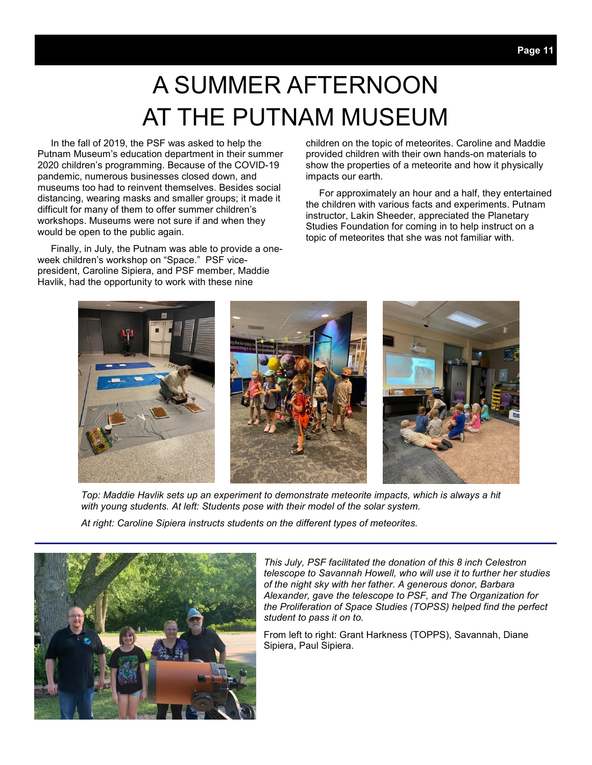# A SUMMER AFTERNOON AT THE PUTNAM MUSEUM

In the fall of 2019, the PSF was asked to help the Putnam Museum's education department in their summer 2020 children's programming. Because of the COVID-19 pandemic, numerous businesses closed down, and museums too had to reinvent themselves. Besides social distancing, wearing masks and smaller groups; it made it difficult for many of them to offer summer children's workshops. Museums were not sure if and when they would be open to the public again.

Finally, in July, the Putnam was able to provide a one-week children's workshop on "Space." PSF vice-president, Caroline Sipiera, and PSF member, Maddie Havlik, had the opportunity to work with these nine children on the topic of meteorites. Caroline and Maddie provided children with their own hands-on materials to show the properties of a meteorite and how it physically impacts our earth.

For approximately an hour and a half, they entertained the children with various facts and experiments. Putnam instructor, Lakin Sheeder, appreciated the Planetary Studies Foundation for coming in to help instruct on a topic of meteorites that she was not familiar with.

*Top: Maddie Havlik sets up an experiment to demonstrate meteorite impacts, which is always a hit with young students. At left: Students pose with their model of the solar system.*

*At right: Caroline Sipiera instructs students on the different types of meteorites.*

---

*This July, PSF facilitated the donation of this 8 inch Celestron telescope to Savannah Howell, who will use it to further her studies of the night sky with her father. A generous donor, Barbara Alexander, gave the telescope to PSF, and The Organization for the Proliferation of Space Studies (TOPSS) helped find the perfect student to pass it on to.*

From left to right: Grant Harkness (TOPPS), Savannah, Diane Sipiera, Paul Sipiera.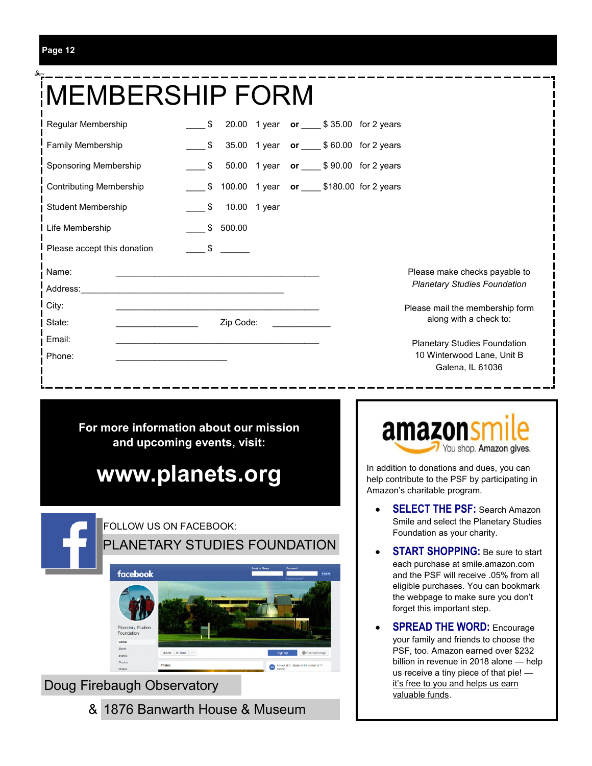# MEMBERSHIP FORM

| | | | | |
|---|---|---|---|---|
| Regular Membership | ____ $ 20.00 | 1 year | **or** ____ $ 35.00 | for 2 years |
| Family Membership | ____ $ 35.00 | 1 year | **or** ____ $ 60.00 | for 2 years |
| Sponsoring Membership | ____ $ 50.00 | 1 year | **or** ____ $ 90.00 | for 2 years |
| Contributing Membership | ____ $ 100.00 | 1 year | **or** ____ $180.00 | for 2 years |
| Student Membership | ____ $ 10.00 | 1 year | | |
| Life Membership | ____ $ 500.00 | | | |
| Please accept this donation | ____ $ ______ | | | |

Name: ____________________________________________

Address: ____________________________________________

City: ____________________________________________

State: _________________ Zip Code: ____________

Email: ____________________________________________

Phone: ________________________

Please make checks payable to
*Planetary Studies Foundation*

Please mail the membership form along with a check to:

Planetary Studies Foundation
10 Winterwood Lane, Unit B
Galena, IL 61036

**For more information about our mission and upcoming events, visit:**

## www.planets.org

FOLLOW US ON FACEBOOK:

PLANETARY STUDIES FOUNDATION

Doug Firebaugh Observatory

& 1876 Banwarth House & Museum

amazonsmile
You shop. Amazon gives.

In addition to donations and dues, you can help contribute to the PSF by participating in Amazon's charitable program.

- **SELECT THE PSF:** Search Amazon Smile and select the Planetary Studies Foundation as your charity.
- **START SHOPPING:** Be sure to start each purchase at smile.amazon.com and the PSF will receive .05% from all eligible purchases. You can bookmark the webpage to make sure you don't forget this important step.
- **SPREAD THE WORD:** Encourage your family and friends to choose the PSF, too. Amazon earned over $232 billion in revenue in 2018 alone — help us receive a tiny piece of that pie! — it's free to you and helps us earn valuable funds.